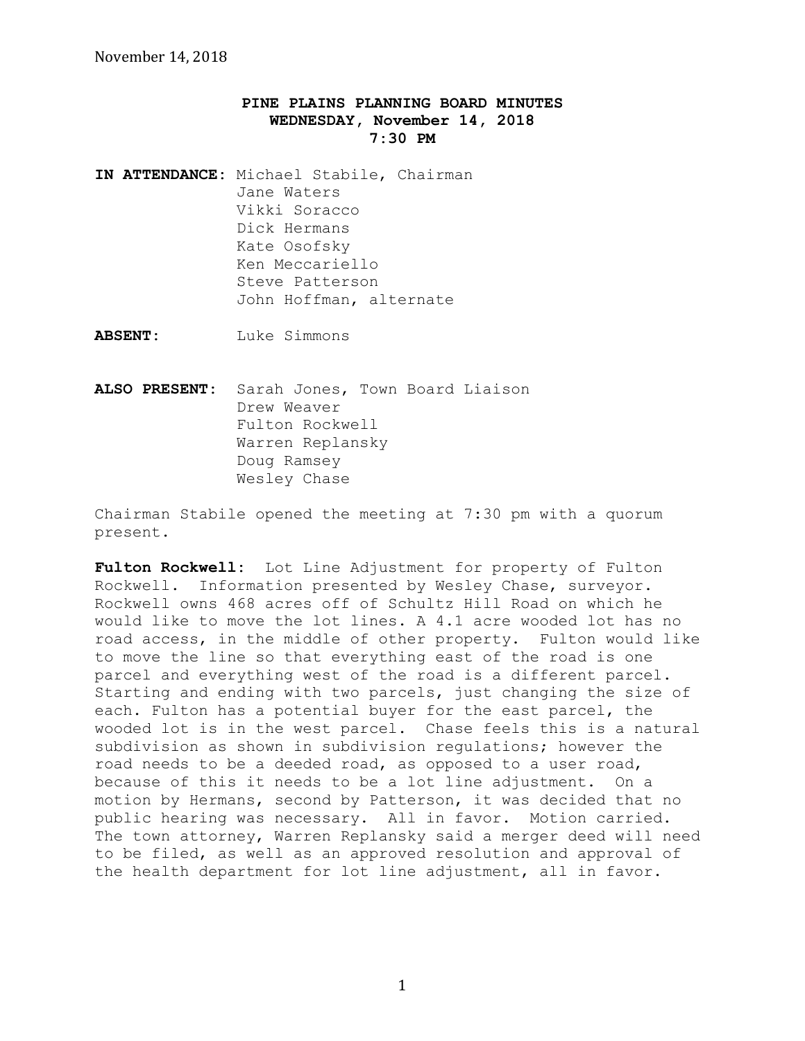November 14, 2018

# PINE PLAINS PLANNING BOARD MINUTES
## WEDNESDAY, November 14, 2018
## 7:30 PM

**IN ATTENDANCE:** Michael Stabile, Chairman
Jane Waters
Vikki Soracco
Dick Hermans
Kate Osofsky
Ken Meccariello
Steve Patterson
John Hoffman, alternate

**ABSENT:** Luke Simmons

**ALSO PRESENT:** Sarah Jones, Town Board Liaison
Drew Weaver
Fulton Rockwell
Warren Replansky
Doug Ramsey
Wesley Chase

Chairman Stabile opened the meeting at 7:30 pm with a quorum present.

**Fulton Rockwell:** Lot Line Adjustment for property of Fulton Rockwell. Information presented by Wesley Chase, surveyor. Rockwell owns 468 acres off of Schultz Hill Road on which he would like to move the lot lines. A 4.1 acre wooded lot has no road access, in the middle of other property. Fulton would like to move the line so that everything east of the road is one parcel and everything west of the road is a different parcel. Starting and ending with two parcels, just changing the size of each. Fulton has a potential buyer for the east parcel, the wooded lot is in the west parcel. Chase feels this is a natural subdivision as shown in subdivision regulations; however the road needs to be a deeded road, as opposed to a user road, because of this it needs to be a lot line adjustment. On a motion by Hermans, second by Patterson, it was decided that no public hearing was necessary. All in favor. Motion carried. The town attorney, Warren Replansky said a merger deed will need to be filed, as well as an approved resolution and approval of the health department for lot line adjustment, all in favor.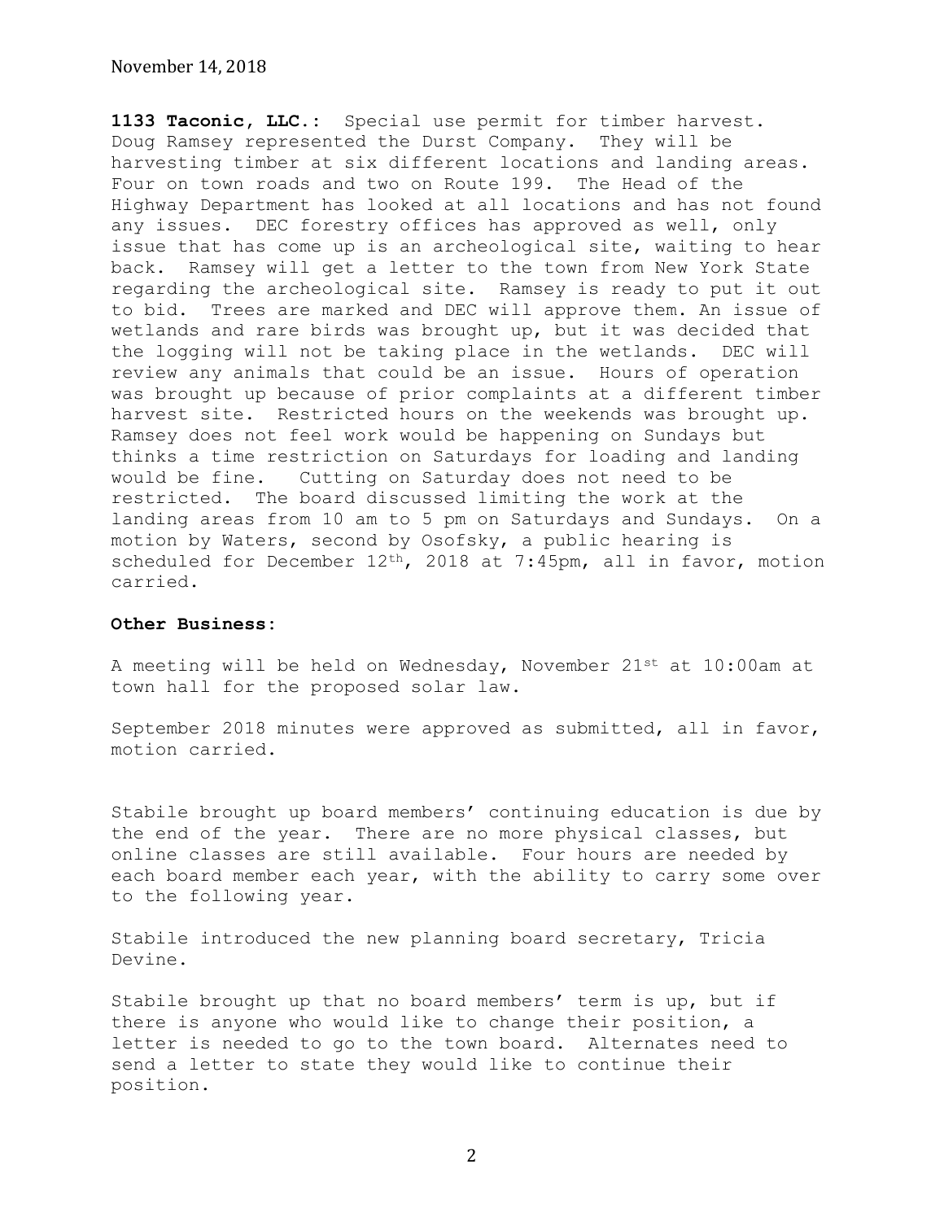**1133 Taconic, LLC.**: Special use permit for timber harvest. Doug Ramsey represented the Durst Company. They will be harvesting timber at six different locations and landing areas. Four on town roads and two on Route 199. The Head of the Highway Department has looked at all locations and has not found any issues. DEC forestry offices has approved as well, only issue that has come up is an archeological site, waiting to hear back. Ramsey will get a letter to the town from New York State regarding the archeological site. Ramsey is ready to put it out to bid. Trees are marked and DEC will approve them. An issue of wetlands and rare birds was brought up, but it was decided that the logging will not be taking place in the wetlands. DEC will review any animals that could be an issue. Hours of operation was brought up because of prior complaints at a different timber harvest site. Restricted hours on the weekends was brought up. Ramsey does not feel work would be happening on Sundays but thinks a time restriction on Saturdays for loading and landing would be fine. Cutting on Saturday does not need to be restricted. The board discussed limiting the work at the landing areas from 10 am to 5 pm on Saturdays and Sundays. On a motion by Waters, second by Osofsky, a public hearing is scheduled for December 12th, 2018 at 7:45pm, all in favor, motion carried.

**Other Business:**

A meeting will be held on Wednesday, November 21st at 10:00am at town hall for the proposed solar law.

September 2018 minutes were approved as submitted, all in favor, motion carried.

Stabile brought up board members' continuing education is due by the end of the year. There are no more physical classes, but online classes are still available. Four hours are needed by each board member each year, with the ability to carry some over to the following year.

Stabile introduced the new planning board secretary, Tricia Devine.

Stabile brought up that no board members' term is up, but if there is anyone who would like to change their position, a letter is needed to go to the town board. Alternates need to send a letter to state they would like to continue their position.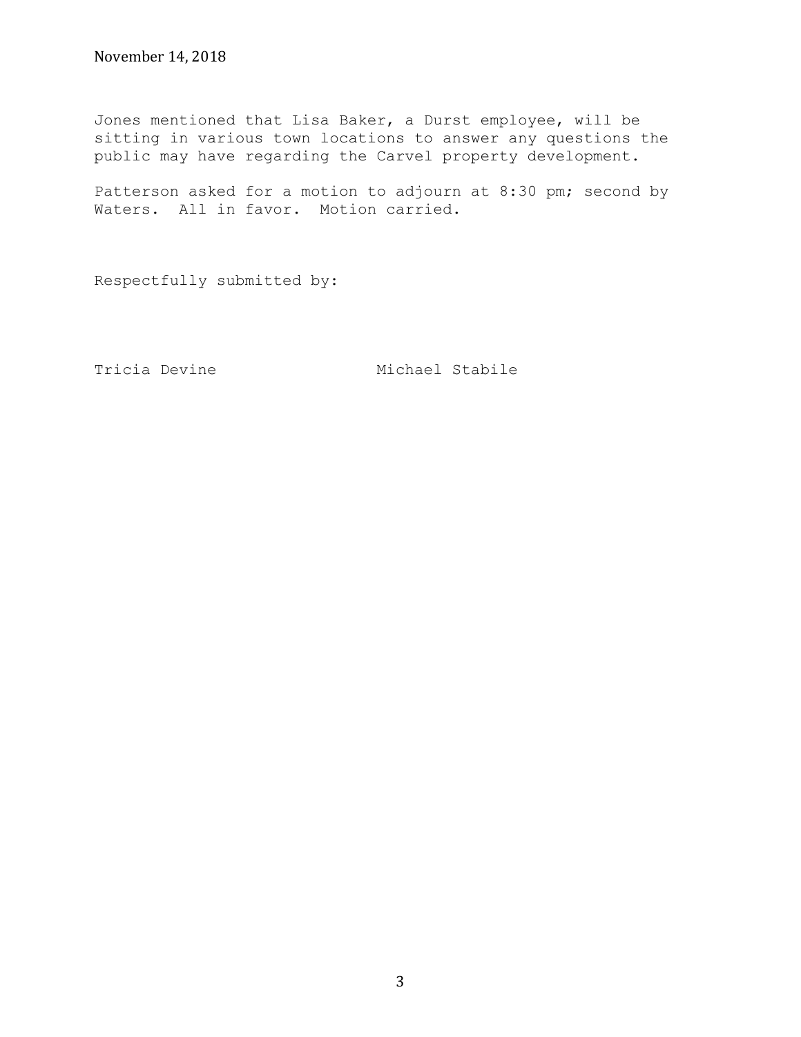Jones mentioned that Lisa Baker, a Durst employee, will be sitting in various town locations to answer any questions the public may have regarding the Carvel property development.

Patterson asked for a motion to adjourn at 8:30 pm; second by Waters. All in favor. Motion carried.

Respectfully submitted by:

Tricia Devine Michael Stabile